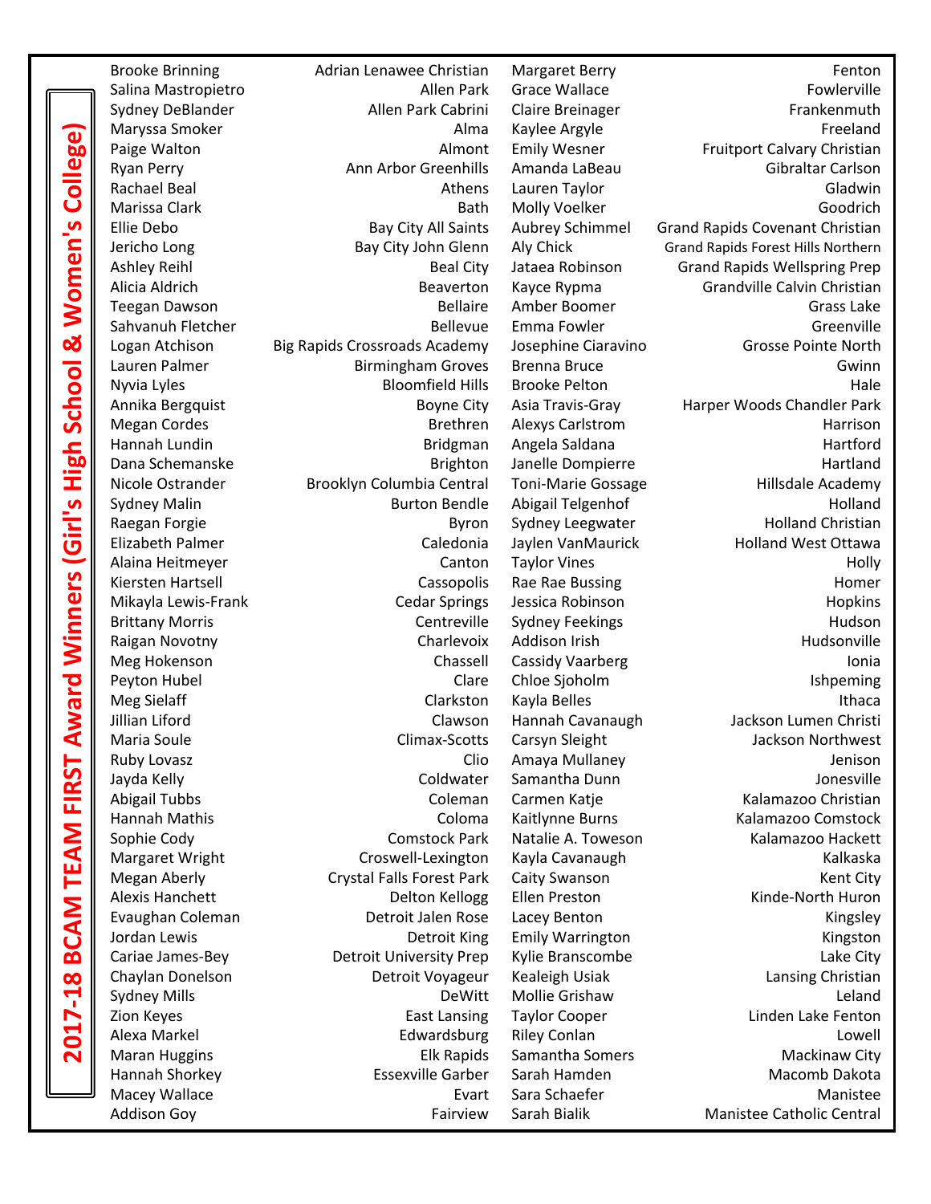# 2017-18 BCAM FIRST TEAM Award Winners (Girl's High School & Women's College)

| Name | School | Name | School |
|---|---|---|---|
| Brooke Brinning | Adrian Lenawee Christian | Margaret Berry | Fenton |
| Salina Mastropietro | Allen Park | Grace Wallace | Fowlerville |
| Sydney DeBlander | Allen Park Cabrini | Claire Breinager | Frankenmuth |
| Maryssa Smoker | Alma | Kaylee Argyle | Freeland |
| Paige Walton | Almont | Emily Wesner | Fruitport Calvary Christian |
| Ryan Perry | Ann Arbor Greenhills | Amanda LaBeau | Gibraltar Carlson |
| Rachael Beal | Athens | Lauren Taylor | Gladwin |
| Marissa Clark | Bath | Molly Voelker | Goodrich |
| Ellie Debo | Bay City All Saints | Aubrey Schimmel | Grand Rapids Covenant Christian |
| Jericho Long | Bay City John Glenn | Aly Chick | Grand Rapids Forest Hills Northern |
| Ashley Reihl | Beal City | Jataea Robinson | Grand Rapids Wellspring Prep |
| Alicia Aldrich | Beaverton | Kayce Rypma | Grandville Calvin Christian |
| Teegan Dawson | Bellaire | Amber Boomer | Grass Lake |
| Sahvanuh Fletcher | Bellevue | Emma Fowler | Greenville |
| Logan Atchison | Big Rapids Crossroads Academy | Josephine Ciaravino | Grosse Pointe North |
| Lauren Palmer | Birmingham Groves | Brenna Bruce | Gwinn |
| Nyvia Lyles | Bloomfield Hills | Brooke Pelton | Hale |
| Annika Bergquist | Boyne City | Asia Travis-Gray | Harper Woods Chandler Park |
| Megan Cordes | Brethren | Alexys Carlstrom | Harrison |
| Hannah Lundin | Bridgman | Angela Saldana | Hartford |
| Dana Schemanske | Brighton | Janelle Dompierre | Hartland |
| Nicole Ostrander | Brooklyn Columbia Central | Toni-Marie Gossage | Hillsdale Academy |
| Sydney Malin | Burton Bendle | Abigail Telgenhof | Holland |
| Raegan Forgie | Byron | Sydney Leegwater | Holland Christian |
| Elizabeth Palmer | Caledonia | Jaylen VanMaurick | Holland West Ottawa |
| Alaina Heitmeyer | Canton | Taylor Vines | Holly |
| Kiersten Hartsell | Cassopolis | Rae Rae Bussing | Homer |
| Mikayla Lewis-Frank | Cedar Springs | Jessica Robinson | Hopkins |
| Brittany Morris | Centreville | Sydney Feekings | Hudson |
| Raigan Novotny | Charlevoix | Addison Irish | Hudsonville |
| Meg Hokenson | Chassell | Cassidy Vaarberg | Ionia |
| Peyton Hubel | Clare | Chloe Sjoholm | Ishpeming |
| Meg Sielaff | Clarkston | Kayla Belles | Ithaca |
| Jillian Liford | Clawson | Hannah Cavanaugh | Jackson Lumen Christi |
| Maria Soule | Climax-Scotts | Carsyn Sleight | Jackson Northwest |
| Ruby Lovasz | Clio | Amaya Mullaney | Jenison |
| Jayda Kelly | Coldwater | Samantha Dunn | Jonesville |
| Abigail Tubbs | Coleman | Carmen Katje | Kalamazoo Christian |
| Hannah Mathis | Coloma | Kaitlynne Burns | Kalamazoo Comstock |
| Sophie Cody | Comstock Park | Natalie A. Toweson | Kalamazoo Hackett |
| Margaret Wright | Croswell-Lexington | Kayla Cavanaugh | Kalkaska |
| Megan Aberly | Crystal Falls Forest Park | Caity Swanson | Kent City |
| Alexis Hanchett | Delton Kellogg | Ellen Preston | Kinde-North Huron |
| Evaughan Coleman | Detroit Jalen Rose | Lacey Benton | Kingsley |
| Jordan Lewis | Detroit King | Emily Warrington | Kingston |
| Cariae James-Bey | Detroit University Prep | Kylie Branscombe | Lake City |
| Chaylan Donelson | Detroit Voyageur | Kealeigh Usiak | Lansing Christian |
| Sydney Mills | DeWitt | Mollie Grishaw | Leland |
| Zion Keyes | East Lansing | Taylor Cooper | Linden Lake Fenton |
| Alexa Markel | Edwardsburg | Riley Conlan | Lowell |
| Maran Huggins | Elk Rapids | Samantha Somers | Mackinaw City |
| Hannah Shorkey | Essexville Garber | Sarah Hamden | Macomb Dakota |
| Macey Wallace | Evart | Sara Schaefer | Manistee |
| Addison Goy | Fairview | Sarah Bialik | Manistee Catholic Central |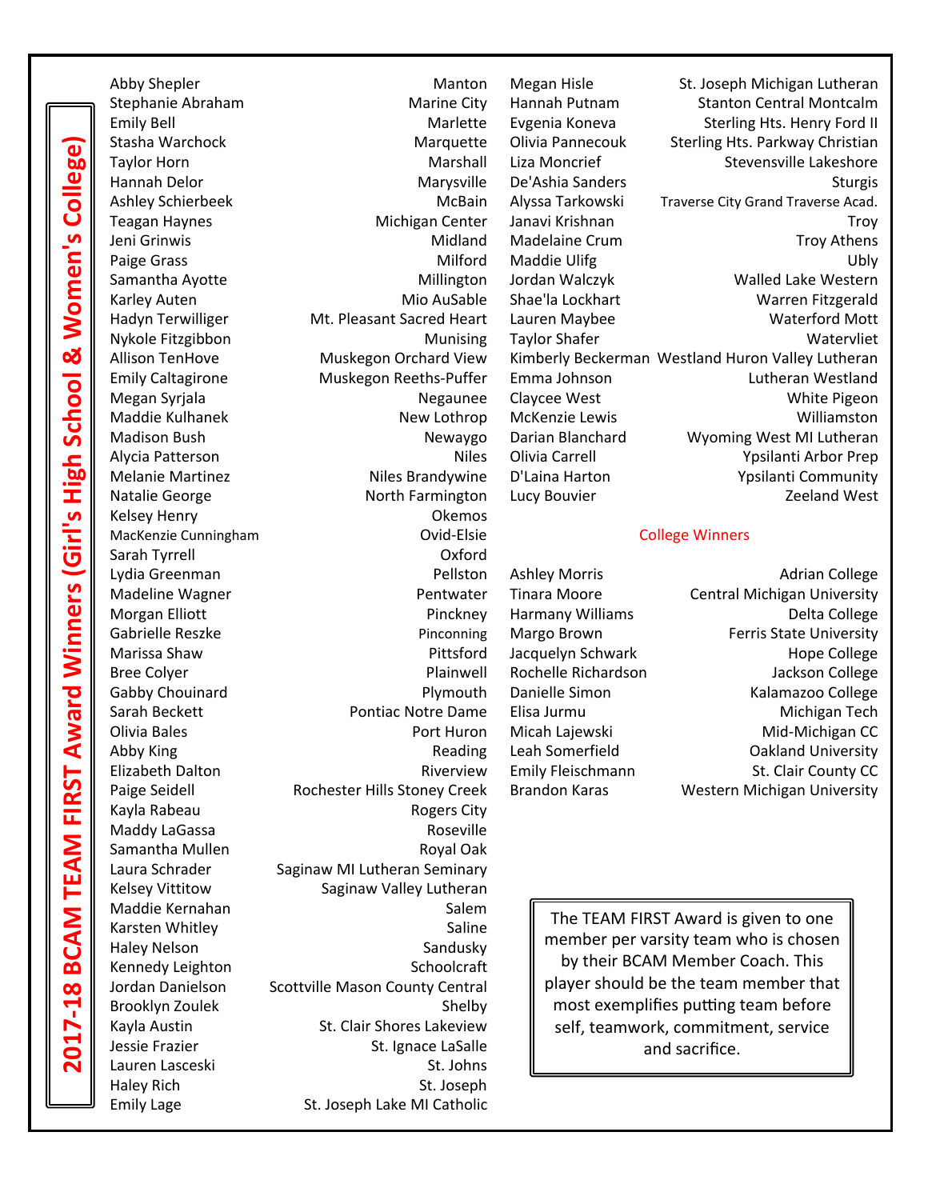# 2017-18 BCAM TEAM FIRST Award Winners (Girl's High School & Women's College)

| Name | School |
|---|---|
| Abby Shepler | Manton |
| Stephanie Abraham | Marine City |
| Emily Bell | Marlette |
| Stasha Warchock | Marquette |
| Taylor Horn | Marshall |
| Hannah Delor | Marysville |
| Ashley Schierbeek | McBain |
| Teagan Haynes | Michigan Center |
| Jeni Grinwis | Midland |
| Paige Grass | Milford |
| Samantha Ayotte | Millington |
| Karley Auten | Mio AuSable |
| Hadyn Terwilliger | Mt. Pleasant Sacred Heart |
| Nykole Fitzgibbon | Munising |
| Allison TenHove | Muskegon Orchard View |
| Emily Caltagirone | Muskegon Reeths-Puffer |
| Megan Syrjala | Negaunee |
| Maddie Kulhanek | New Lothrop |
| Madison Bush | Newaygo |
| Alycia Patterson | Niles |
| Melanie Martinez | Niles Brandywine |
| Natalie George | North Farmington |
| Kelsey Henry | Okemos |
| MacKenzie Cunningham | Ovid-Elsie |
| Sarah Tyrrell | Oxford |
| Lydia Greenman | Pellston |
| Madeline Wagner | Pentwater |
| Morgan Elliott | Pinckney |
| Gabrielle Reszke | Pinconning |
| Marissa Shaw | Pittsford |
| Bree Colyer | Plainwell |
| Gabby Chouinard | Plymouth |
| Sarah Beckett | Pontiac Notre Dame |
| Olivia Bales | Port Huron |
| Abby King | Reading |
| Elizabeth Dalton | Riverview |
| Paige Seidell | Rochester Hills Stoney Creek |
| Kayla Rabeau | Rogers City |
| Maddy LaGassa | Roseville |
| Samantha Mullen | Royal Oak |
| Laura Schrader | Saginaw MI Lutheran Seminary |
| Kelsey Vittitow | Saginaw Valley Lutheran |
| Maddie Kernahan | Salem |
| Karsten Whitley | Saline |
| Haley Nelson | Sandusky |
| Kennedy Leighton | Schoolcraft |
| Jordan Danielson | Scottville Mason County Central |
| Brooklyn Zoulek | Shelby |
| Kayla Austin | St. Clair Shores Lakeview |
| Jessie Frazier | St. Ignace LaSalle |
| Lauren Lasceski | St. Johns |
| Haley Rich | St. Joseph |
| Emily Lage | St. Joseph Lake MI Catholic |
| Megan Hisle | St. Joseph Michigan Lutheran |
| Hannah Putnam | Stanton Central Montcalm |
| Evgenia Koneva | Sterling Hts. Henry Ford II |
| Olivia Pannecouk | Sterling Hts. Parkway Christian |
| Liza Moncrief | Stevensville Lakeshore |
| De'Ashia Sanders | Sturgis |
| Alyssa Tarkowski | Traverse City Grand Traverse Acad. |
| Janavi Krishnan | Troy |
| Madelaine Crum | Troy Athens |
| Maddie Ulifg | Ubly |
| Jordan Walczyk | Walled Lake Western |
| Shae'la Lockhart | Warren Fitzgerald |
| Lauren Maybee | Waterford Mott |
| Taylor Shafer | Watervliet |
| Kimberly Beckerman | Westland Huron Valley Lutheran |
| Emma Johnson | Lutheran Westland |
| Claycee West | White Pigeon |
| McKenzie Lewis | Williamston |
| Darian Blanchard | Wyoming West MI Lutheran |
| Olivia Carrell | Ypsilanti Arbor Prep |
| D'Laina Harton | Ypsilanti Community |
| Lucy Bouvier | Zeeland West |

## College Winners

| Name | College |
|---|---|
| Ashley Morris | Adrian College |
| Tinara Moore | Central Michigan University |
| Harmany Williams | Delta College |
| Margo Brown | Ferris State University |
| Jacquelyn Schwark | Hope College |
| Rochelle Richardson | Jackson College |
| Danielle Simon | Kalamazoo College |
| Elisa Jurmu | Michigan Tech |
| Micah Lajewski | Mid-Michigan CC |
| Leah Somerfield | Oakland University |
| Emily Fleischmann | St. Clair County CC |
| Brandon Karas | Western Michigan University |

The TEAM FIRST Award is given to one member per varsity team who is chosen by their BCAM Member Coach. This player should be the team member that most exemplifies putting team before self, teamwork, commitment, service and sacrifice.